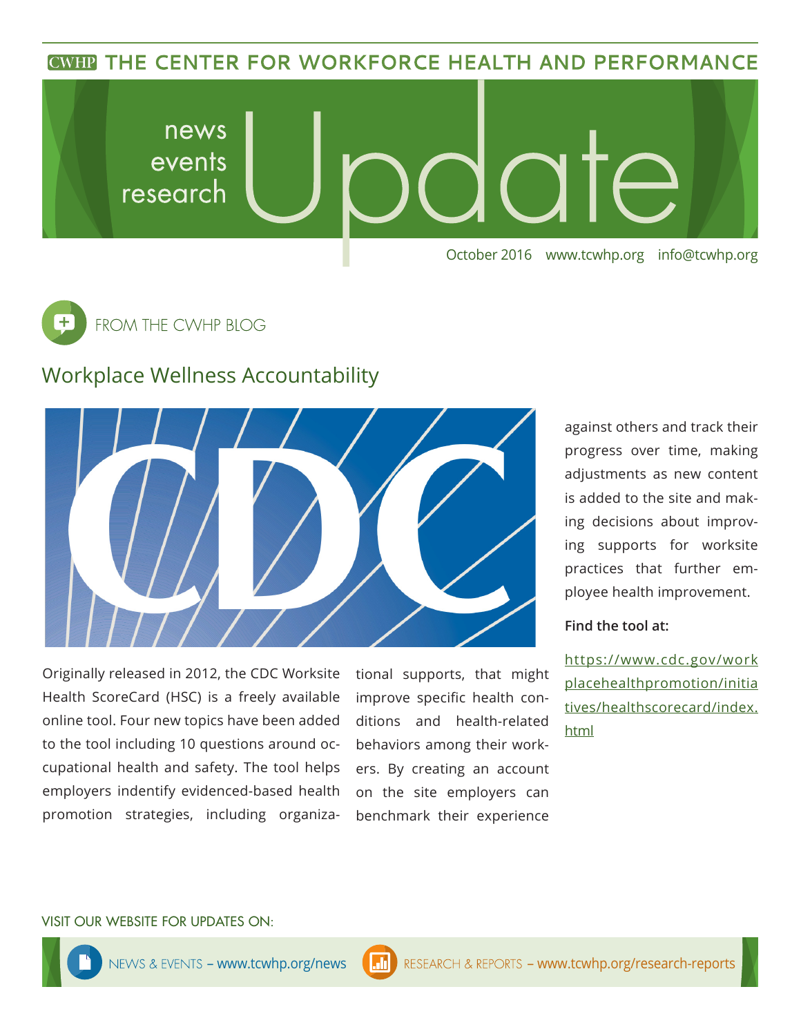# THE CENTER FOR WORKFORCE HEALTH AND PERFORMANCE

news
events
research

# Update

October 2016 www.tcwhp.org info@tcwhp.org

## FROM THE CWHP BLOG

## Workplace Wellness Accountability

Originally released in 2012, the CDC Worksite Health ScoreCard (HSC) is a freely available online tool. Four new topics have been added to the tool including 10 questions around occupational health and safety. The tool helps employers indentify evidenced-based health promotion strategies, including organizational supports, that might improve specific health conditions and health-related behaviors among their workers. By creating an account on the site employers can benchmark their experience against others and track their progress over time, making adjustments as new content is added to the site and making decisions about improving supports for worksite practices that further employee health improvement.

**Find the tool at:**

https://www.cdc.gov/workplacehealthpromotion/initiatives/healthscorecard/index.html

VISIT OUR WEBSITE FOR UPDATES ON:

NEWS & EVENTS – www.tcwhp.org/news

RESEARCH & REPORTS – www.tcwhp.org/research-reports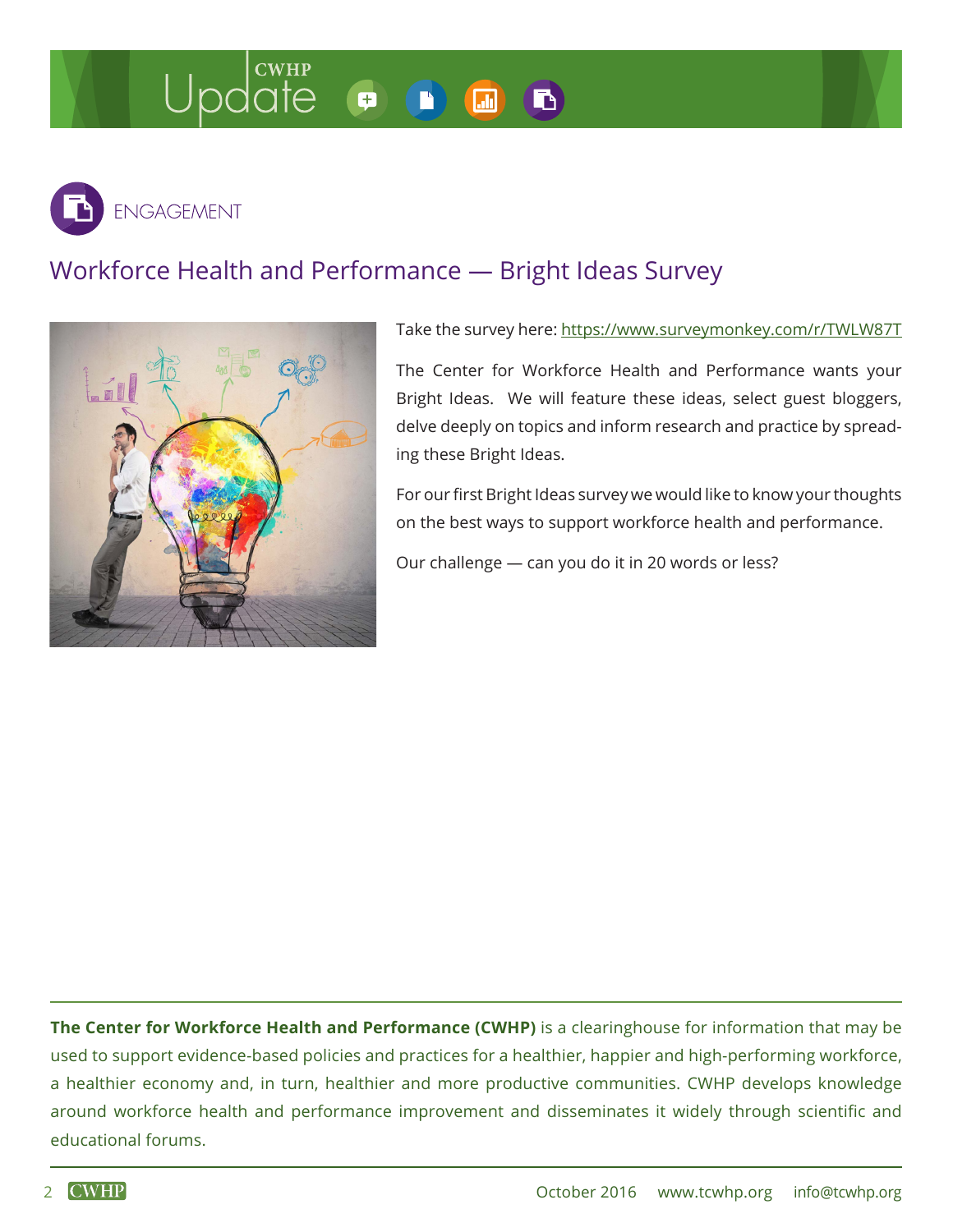## ENGAGEMENT

# Workforce Health and Performance — Bright Ideas Survey

Take the survey here: https://www.surveymonkey.com/r/TWLW87T

The Center for Workforce Health and Performance wants your Bright Ideas. We will feature these ideas, select guest bloggers, delve deeply on topics and inform research and practice by spreading these Bright Ideas.

For our first Bright Ideas survey we would like to know your thoughts on the best ways to support workforce health and performance.

Our challenge — can you do it in 20 words or less?

**The Center for Workforce Health and Performance (CWHP)** is a clearinghouse for information that may be used to support evidence-based policies and practices for a healthier, happier and high-performing workforce, a healthier economy and, in turn, healthier and more productive communities. CWHP develops knowledge around workforce health and performance improvement and disseminates it widely through scientific and educational forums.